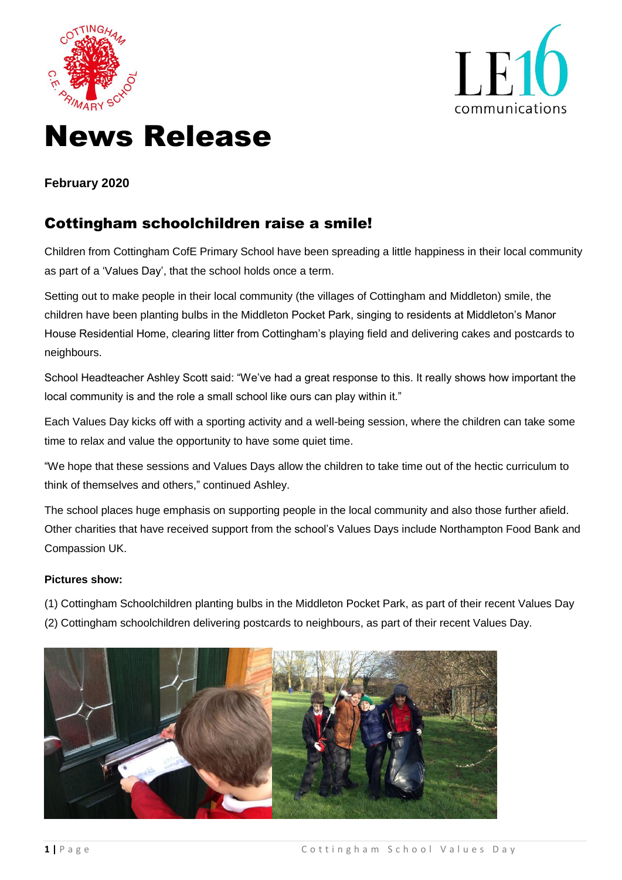# News Release

**February 2020**

## Cottingham schoolchildren raise a smile!

Children from Cottingham CofE Primary School have been spreading a little happiness in their local community as part of a 'Values Day', that the school holds once a term.

Setting out to make people in their local community (the villages of Cottingham and Middleton) smile, the children have been planting bulbs in the Middleton Pocket Park, singing to residents at Middleton's Manor House Residential Home, clearing litter from Cottingham's playing field and delivering cakes and postcards to neighbours.

School Headteacher Ashley Scott said: "We've had a great response to this. It really shows how important the local community is and the role a small school like ours can play within it."

Each Values Day kicks off with a sporting activity and a well-being session, where the children can take some time to relax and value the opportunity to have some quiet time.

"We hope that these sessions and Values Days allow the children to take time out of the hectic curriculum to think of themselves and others," continued Ashley.

The school places huge emphasis on supporting people in the local community and also those further afield. Other charities that have received support from the school's Values Days include Northampton Food Bank and Compassion UK.

**Pictures show:**

(1) Cottingham Schoolchildren planting bulbs in the Middleton Pocket Park, as part of their recent Values Day

(2) Cottingham schoolchildren delivering postcards to neighbours, as part of their recent Values Day.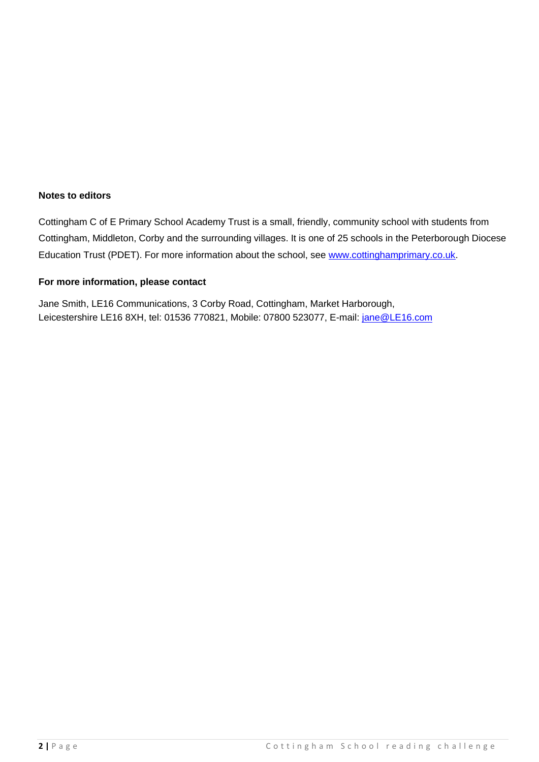**Notes to editors**

Cottingham C of E Primary School Academy Trust is a small, friendly, community school with students from Cottingham, Middleton, Corby and the surrounding villages. It is one of 25 schools in the Peterborough Diocese Education Trust (PDET). For more information about the school, see www.cottinghamprimary.co.uk.

**For more information, please contact**

Jane Smith, LE16 Communications, 3 Corby Road, Cottingham, Market Harborough,
Leicestershire LE16 8XH, tel: 01536 770821, Mobile: 07800 523077, E-mail: jane@LE16.com